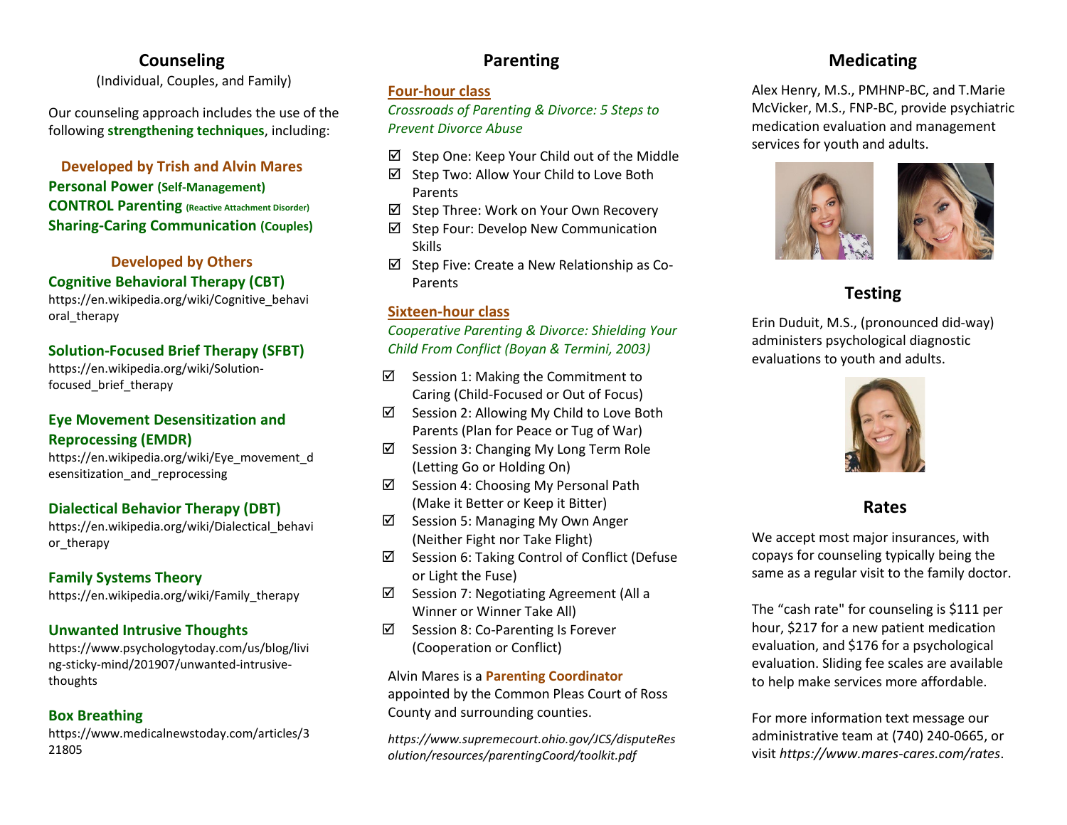## Counseling

(Individual, Couples, and Family)

Our counseling approach includes the use of the following **strengthening techniques**, including:

**Developed by Trish and Alvin Mares**

**Personal Power (Self-Management)**

**CONTROL Parenting (Reactive Attachment Disorder)**

**Sharing-Caring Communication (Couples)**

**Developed by Others**

**Cognitive Behavioral Therapy (CBT)**

https://en.wikipedia.org/wiki/Cognitive_behavioral_therapy

**Solution-Focused Brief Therapy (SFBT)**

https://en.wikipedia.org/wiki/Solution-focused_brief_therapy

**Eye Movement Desensitization and Reprocessing (EMDR)**

https://en.wikipedia.org/wiki/Eye_movement_desensitization_and_reprocessing

**Dialectical Behavior Therapy (DBT)**

https://en.wikipedia.org/wiki/Dialectical_behavior_therapy

**Family Systems Theory**

https://en.wikipedia.org/wiki/Family_therapy

**Unwanted Intrusive Thoughts**

https://www.psychologytoday.com/us/blog/living-sticky-mind/201907/unwanted-intrusive-thoughts

**Box Breathing**

https://www.medicalnewstoday.com/articles/321805

## Parenting

**Four-hour class**

*Crossroads of Parenting & Divorce: 5 Steps to Prevent Divorce Abuse*

- ☑ Step One: Keep Your Child out of the Middle
- ☑ Step Two: Allow Your Child to Love Both Parents
- ☑ Step Three: Work on Your Own Recovery
- ☑ Step Four: Develop New Communication Skills
- ☑ Step Five: Create a New Relationship as Co-Parents

**Sixteen-hour class**

*Cooperative Parenting & Divorce: Shielding Your Child From Conflict (Boyan & Termini, 2003)*

- ☑ Session 1: Making the Commitment to Caring (Child-Focused or Out of Focus)
- ☑ Session 2: Allowing My Child to Love Both Parents (Plan for Peace or Tug of War)
- ☑ Session 3: Changing My Long Term Role (Letting Go or Holding On)
- ☑ Session 4: Choosing My Personal Path (Make it Better or Keep it Bitter)
- ☑ Session 5: Managing My Own Anger (Neither Fight nor Take Flight)
- ☑ Session 6: Taking Control of Conflict (Defuse or Light the Fuse)
- ☑ Session 7: Negotiating Agreement (All a Winner or Winner Take All)
- ☑ Session 8: Co-Parenting Is Forever (Cooperation or Conflict)

Alvin Mares is a **Parenting Coordinator** appointed by the Common Pleas Court of Ross County and surrounding counties.

*https://www.supremecourt.ohio.gov/JCS/disputeResolution/resources/parentingCoord/toolkit.pdf*

## Medicating

Alex Henry, M.S., PMHNP-BC, and T.Marie McVicker, M.S., FNP-BC, provide psychiatric medication evaluation and management services for youth and adults.

## Testing

Erin Duduit, M.S., (pronounced did-way) administers psychological diagnostic evaluations to youth and adults.

## Rates

We accept most major insurances, with copays for counseling typically being the same as a regular visit to the family doctor.

The "cash rate" for counseling is $111 per hour, $217 for a new patient medication evaluation, and $176 for a psychological evaluation. Sliding fee scales are available to help make services more affordable.

For more information text message our administrative team at (740) 240-0665, or visit *https://www.mares-cares.com/rates*.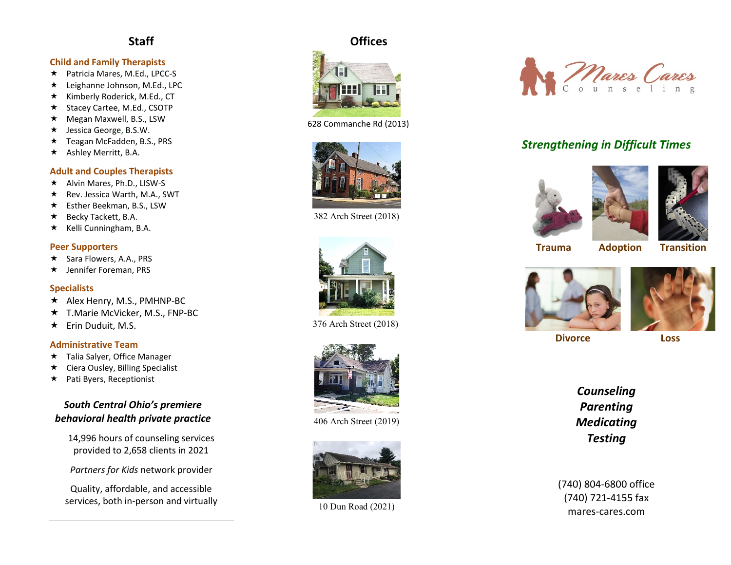## Staff

### Child and Family Therapists

- Patricia Mares, M.Ed., LPCC-S
- Leighanne Johnson, M.Ed., LPC
- Kimberly Roderick, M.Ed., CT
- Stacey Cartee, M.Ed., CSOTP
- Megan Maxwell, B.S., LSW
- Jessica George, B.S.W.
- Teagan McFadden, B.S., PRS
- Ashley Merritt, B.A.

### Adult and Couples Therapists

- Alvin Mares, Ph.D., LISW-S
- Rev. Jessica Warth, M.A., SWT
- Esther Beekman, B.S., LSW
- Becky Tackett, B.A.
- Kelli Cunningham, B.A.

### Peer Supporters

- Sara Flowers, A.A., PRS
- Jennifer Foreman, PRS

### Specialists

- Alex Henry, M.S., PMHNP-BC
- T.Marie McVicker, M.S., FNP-BC
- Erin Duduit, M.S.

### Administrative Team

- Talia Salyer, Office Manager
- Ciera Ousley, Billing Specialist
- Pati Byers, Receptionist

***South Central Ohio's premiere behavioral health private practice***

14,996 hours of counseling services provided to 2,658 clients in 2021

*Partners for Kids* network provider

Quality, affordable, and accessible services, both in-person and virtually

## Offices

628 Commanche Rd (2013)

382 Arch Street (2018)

376 Arch Street (2018)

406 Arch Street (2019)

10 Dun Road (2021)

Mares Cares Counseling

***Strengthening in Difficult Times***

**Trauma** **Adoption** **Transition**

**Divorce** **Loss**

***Counseling***
***Parenting***
***Medicating***
***Testing***

(740) 804-6800 office
(740) 721-4155 fax
mares-cares.com